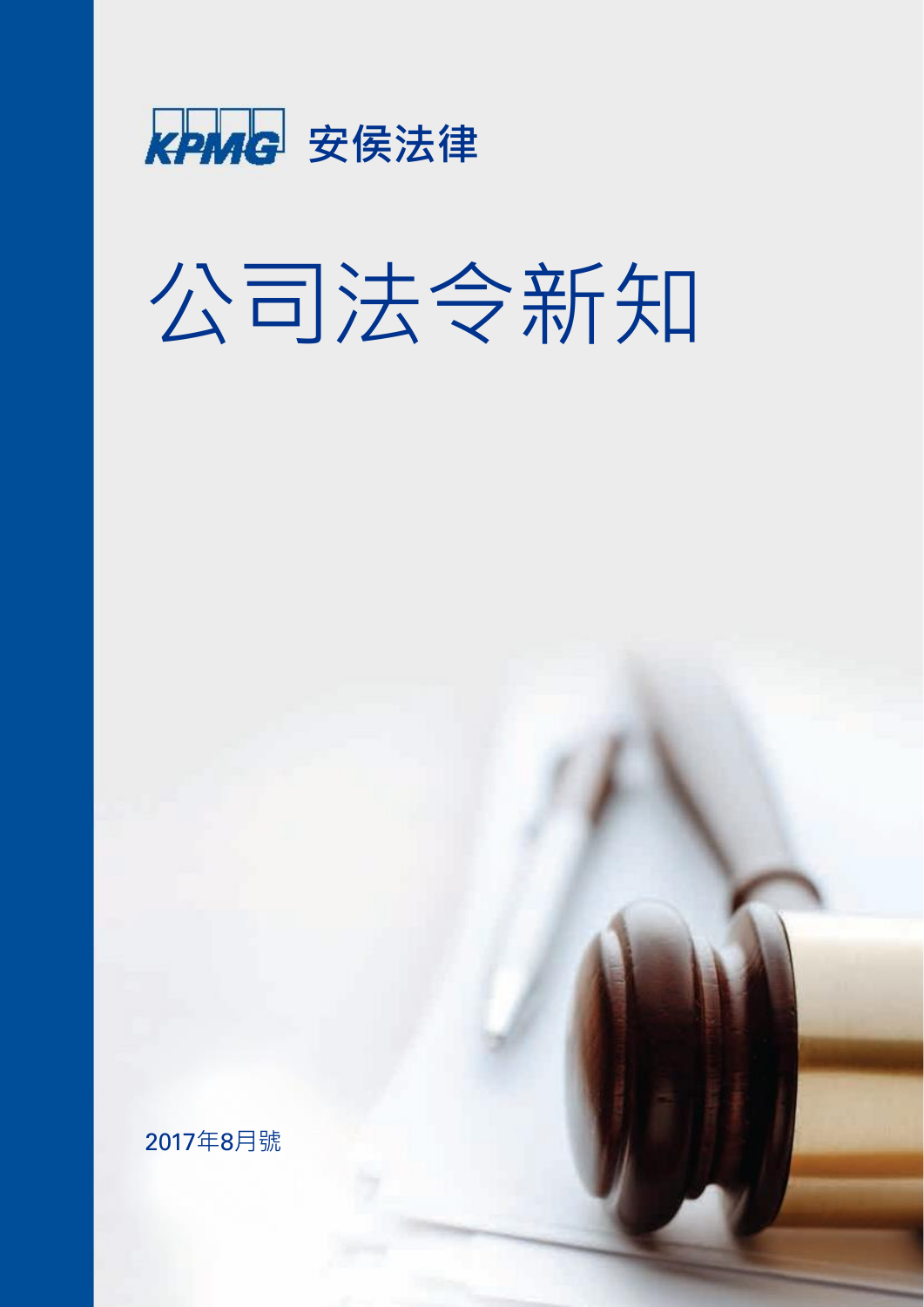KPMG 安侯法律

# 公司法令新知

2017年8月號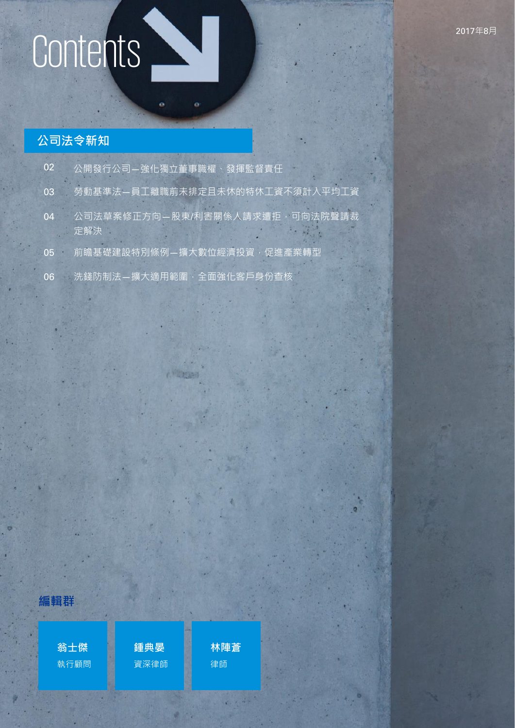# Contents

2017年8月

## 公司法令新知

- 02 公開發行公司—強化獨立董事職權、發揮監督責任
- 03 勞動基準法—員工離職前未排定且未休的特休工資不須計入平均工資
- 04 公司法草案修正方向—股東/利害關係人請求遭拒，可向法院聲請裁定解決
- 05 前瞻基礎建設特別條例—擴大數位經濟投資，促進產業轉型
- 06 洗錢防制法—擴大適用範圍，全面強化客戶身份查核

## 編輯群

**翁士傑**
執行顧問

**鍾典晏**
資深律師

**林陣蒼**
律師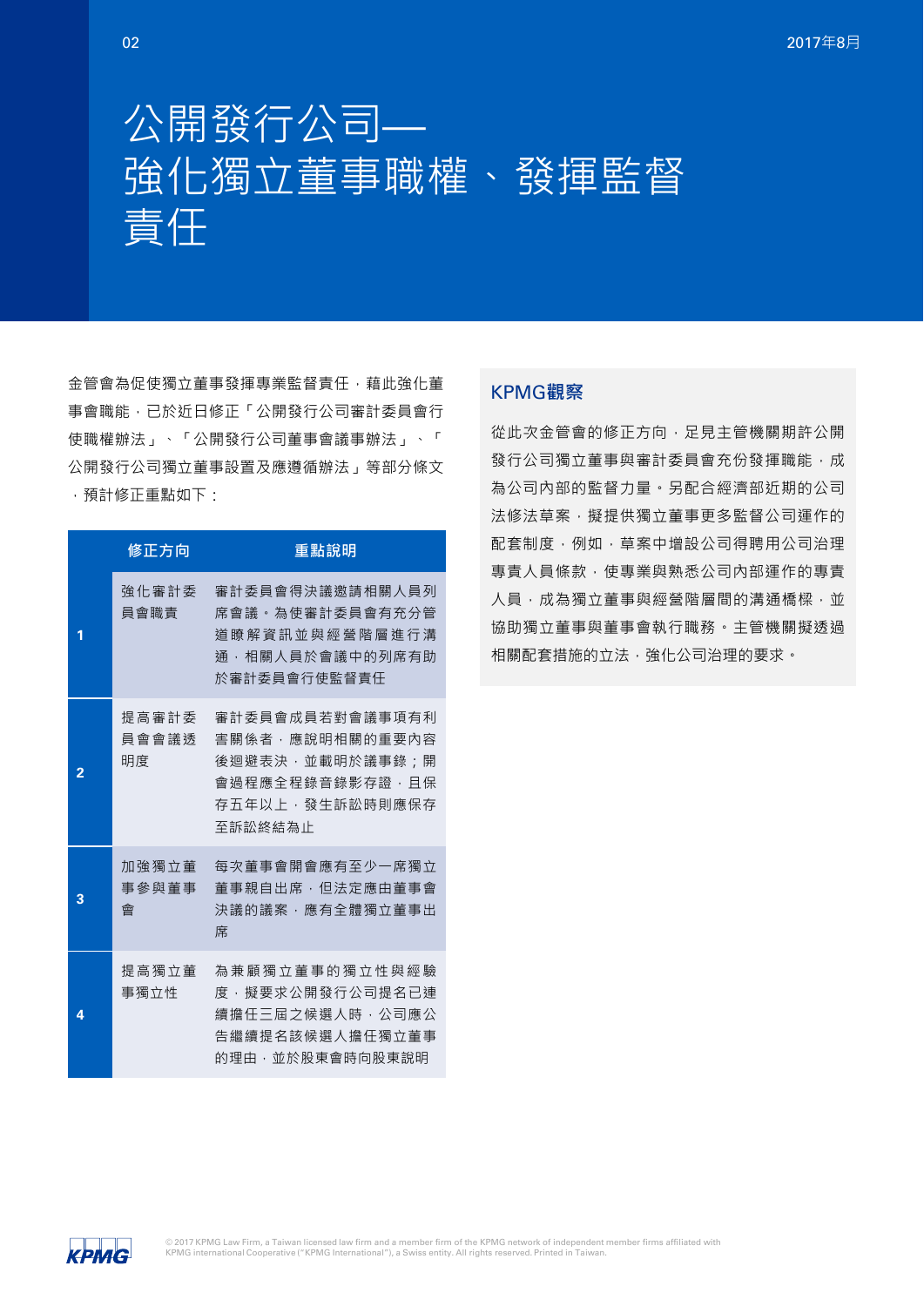# 公開發行公司—強化獨立董事職權、發揮監督責任

金管會為促使獨立董事發揮專業監督責任，藉此強化董事會職能，已於近日修正「公開發行公司審計委員會行使職權辦法」、「公開發行公司董事會議事辦法」、「公開發行公司獨立董事設置及應遵循辦法」等部分條文，預計修正重點如下：

| | 修正方向 | 重點說明 |
|---|---|---|
| 1 | 強化審計委員會職責 | 審計委員會得決議邀請相關人員列席會議。為使審計委員會有充分管道瞭解資訊並與經營階層進行溝通，相關人員於會議中的列席有助於審計委員會行使監督責任 |
| 2 | 提高審計委員會會議透明度 | 審計委員會成員若對會議事項有利害關係者，應說明相關的重要內容後迴避表決，並載明於議事錄；開會過程應全程錄音錄影存證，且保存五年以上，發生訴訟時則應保存至訴訟終結為止 |
| 3 | 加強獨立董事參與董事會 | 每次董事會開會應有至少一席獨立董事親自出席，但法定應由董事會決議的議案，應有全體獨立董事出席 |
| 4 | 提高獨立董事獨立性 | 為兼顧獨立董事的獨立性與經驗度，擬要求公開發行公司提名已連續擔任三屆之候選人時，公司應公告繼續提名該候選人擔任獨立董事的理由，並於股東會時向股東說明 |

## KPMG觀察

從此次金管會的修正方向，足見主管機關期許公開發行公司獨立董事與審計委員會充份發揮職能，成為公司內部的監督力量。另配合經濟部近期的公司法修法草案，擬提供獨立董事更多監督公司運作的配套制度，例如，草案中增設公司得聘用公司治理專責人員條款，使專業與熟悉公司內部運作的專責人員，成為獨立董事與經營階層間的溝通橋樑，並協助獨立董事與董事會執行職務。主管機關擬透過相關配套措施的立法，強化公司治理的要求。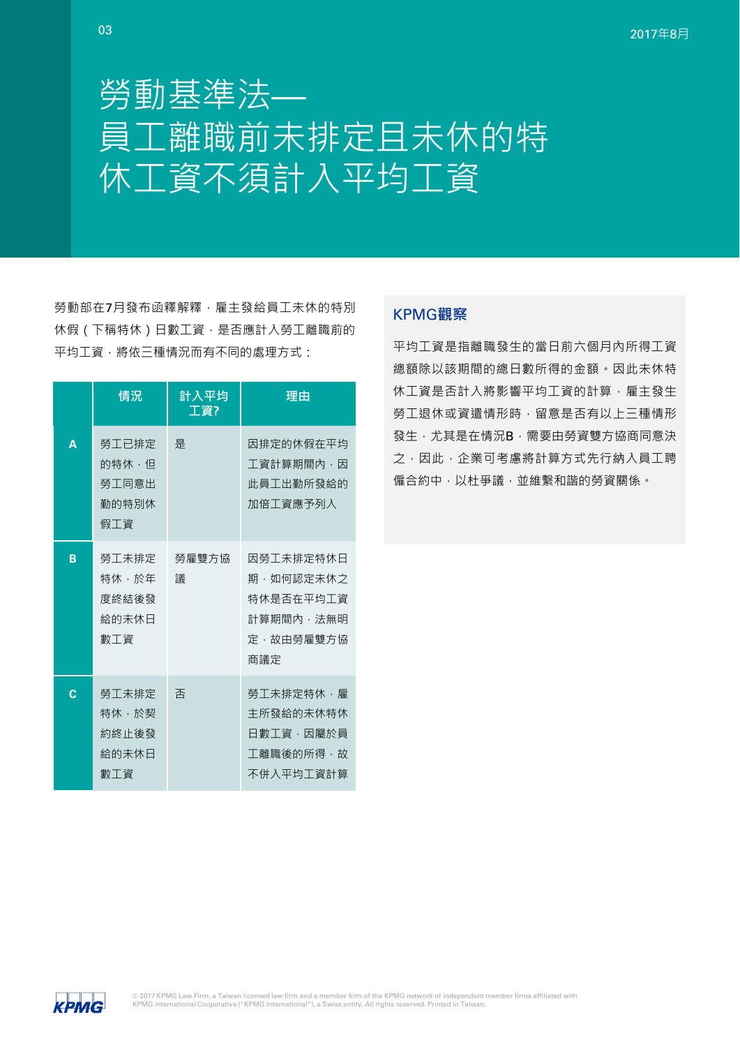# 勞動基準法—員工離職前未排定且未休的特休工資不須計入平均工資

勞動部在7月發布函釋解釋，雇主發給員工未休的特別休假（下稱特休）日數工資，是否應計入勞工離職前的平均工資，將依三種情況而有不同的處理方式：

| | 情況 | 計入平均工資? | 理由 |
|---|---|---|---|
| A | 勞工已排定的特休，但勞工同意出勤的特別休假工資 | 是 | 因排定的休假在平均工資計算期間內，因此員工出勤所發給的加倍工資應予列入 |
| B | 勞工未排定特休，於年度終結後發給的未休日數工資 | 勞雇雙方協議 | 因勞工未排定特休日期，如何認定未休之特休是否在平均工資計算期間內，法無明定，故由勞雇雙方協商議定 |
| C | 勞工未排定特休，於契約終止後發給的未休日數工資 | 否 | 勞工未排定特休，雇主所發給的未休特休日數工資，因屬於員工離職後的所得，故不併入平均工資計算 |

## KPMG觀察

平均工資是指離職發生的當日前六個月內所得工資總額除以該期間的總日數所得的金額。因此未休特休工資是否計入將影響平均工資的計算，雇主發生勞工退休或資遣情形時，留意是否有以上三種情形發生，尤其是在情況B，需要由勞資雙方協商同意決之，因此，企業可考慮將計算方式先行納入員工聘僱合約中，以杜爭議，並維繫和諧的勞資關係。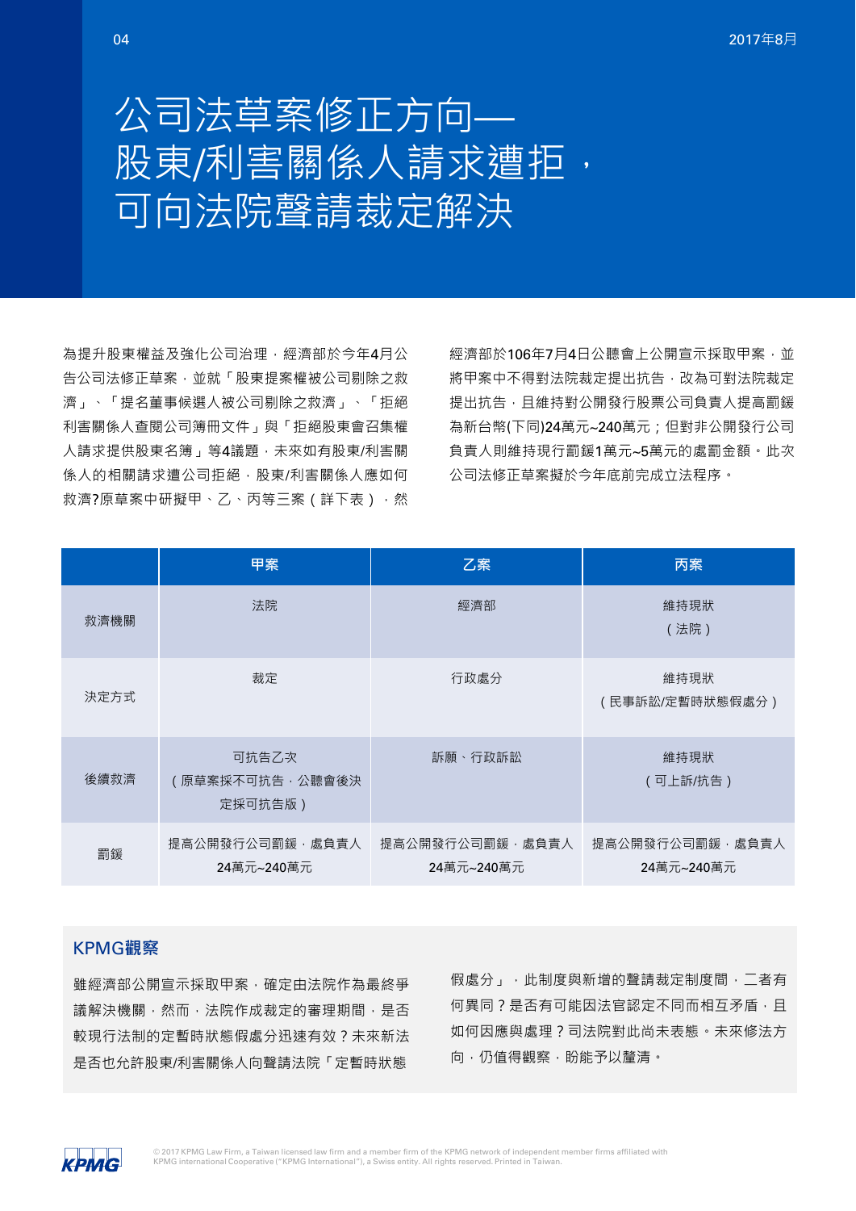# 公司法草案修正方向—股東/利害關係人請求遭拒，可向法院聲請裁定解決

為提升股東權益及強化公司治理，經濟部於今年4月公告公司法修正草案，並就「股東提案權被公司剔除之救濟」、「提名董事候選人被公司剔除之救濟」、「拒絕利害關係人查閱公司簿冊文件」與「拒絕股東會召集權人請求提供股東名簿」等4議題，未來如有股東/利害關係人的相關請求遭公司拒絕，股東/利害關係人應如何救濟?原草案中研擬甲、乙、丙等三案（詳下表），然經濟部於106年7月4日公聽會上公開宣示採取甲案，並將甲案中不得對法院裁定提出抗告，改為可對法院裁定提出抗告，且維持對公開發行股票公司負責人提高罰鍰為新台幣(下同)24萬元~240萬元；但對非公開發行公司負責人則維持現行罰鍰1萬元~5萬元的處罰金額。此次公司法修正草案擬於今年底前完成立法程序。

| | 甲案 | 乙案 | 丙案 |
|---|---|---|---|
| 救濟機關 | 法院 | 經濟部 | 維持現狀（法院） |
| 決定方式 | 裁定 | 行政處分 | 維持現狀（民事訴訟/定暫時狀態假處分） |
| 後續救濟 | 可抗告乙次（原草案採不可抗告，公聽會後決定採可抗告版） | 訴願、行政訴訟 | 維持現狀（可上訴/抗告） |
| 罰鍰 | 提高公開發行公司罰鍰，處負責人24萬元~240萬元 | 提高公開發行公司罰鍰，處負責人24萬元~240萬元 | 提高公開發行公司罰鍰，處負責人24萬元~240萬元 |

## KPMG觀察

雖經濟部公開宣示採取甲案，確定由法院作為最終爭議解決機關，然而，法院作成裁定的審理期間，是否較現行法制的定暫時狀態假處分迅速有效？未來新法是否也允許股東/利害關係人向聲請法院「定暫時狀態假處分」，此制度與新增的聲請裁定制度間，二者有何異同？是否有可能因法官認定不同而相互矛盾，且如何因應與處理？司法院對此尚未表態。未來修法方向，仍值得觀察，盼能予以釐清。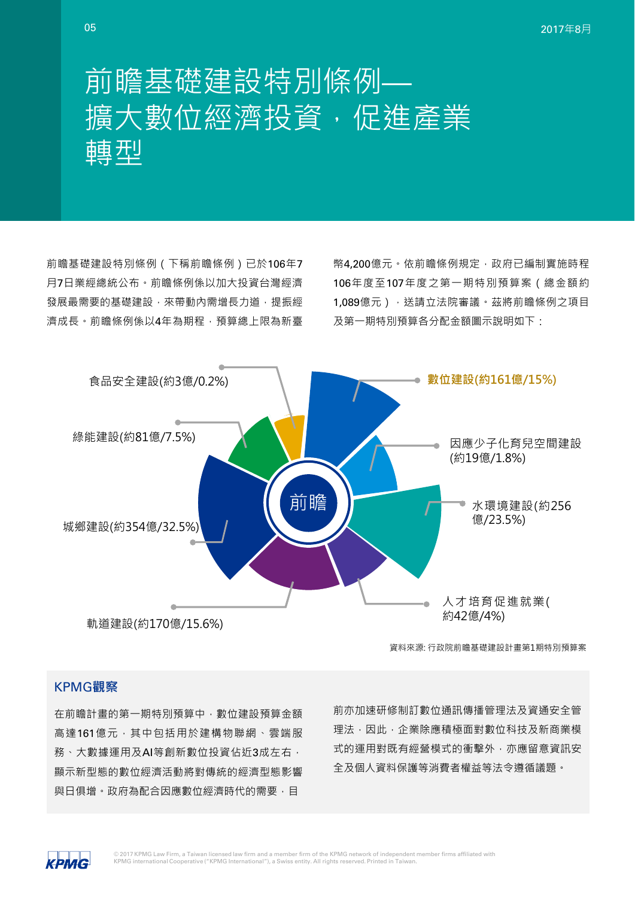# 前瞻基礎建設特別條例—擴大數位經濟投資，促進產業轉型

前瞻基礎建設特別條例（下稱前瞻條例）已於106年7月7日業經總統公布。前瞻條例係以加大投資台灣經濟發展最需要的基礎建設，來帶動內需增長力道，提振經濟成長。前瞻條例係以4年為期程，預算總上限為新臺幣4,200億元。依前瞻條例規定，政府已編制實施時程106年度至107年度之第一期特別預算案（總金額約1,089億元），送請立法院審議。茲將前瞻條例之項目及第一期特別預算各分配金額圖示說明如下：

前瞻

- 數位建設(約161億/15%)
- 因應少子化育兒空間建設(約19億/1.8%)
- 水環境建設(約256億/23.5%)
- 人才培育促進就業(約42億/4%)
- 軌道建設(約170億/15.6%)
- 城鄉建設(約354億/32.5%)
- 綠能建設(約81億/7.5%)
- 食品安全建設(約3億/0.2%)

資料來源: 行政院前瞻基礎建設計畫第1期特別預算案

## KPMG觀察

在前瞻計畫的第一期特別預算中，數位建設預算金額高達161億元，其中包括用於建構物聯網、雲端服務、大數據運用及AI等創新數位投資佔近3成左右，顯示新型態的數位經濟活動將對傳統的經濟型態影響與日俱增。政府為配合因應數位經濟時代的需要，目前亦加速研修制訂數位通訊傳播管理法及資通安全管理法，因此，企業除應積極面對數位科技及新商業模式的運用對既有經營模式的衝擊外，亦應留意資訊安全及個人資料保護等消費者權益等法令遵循議題。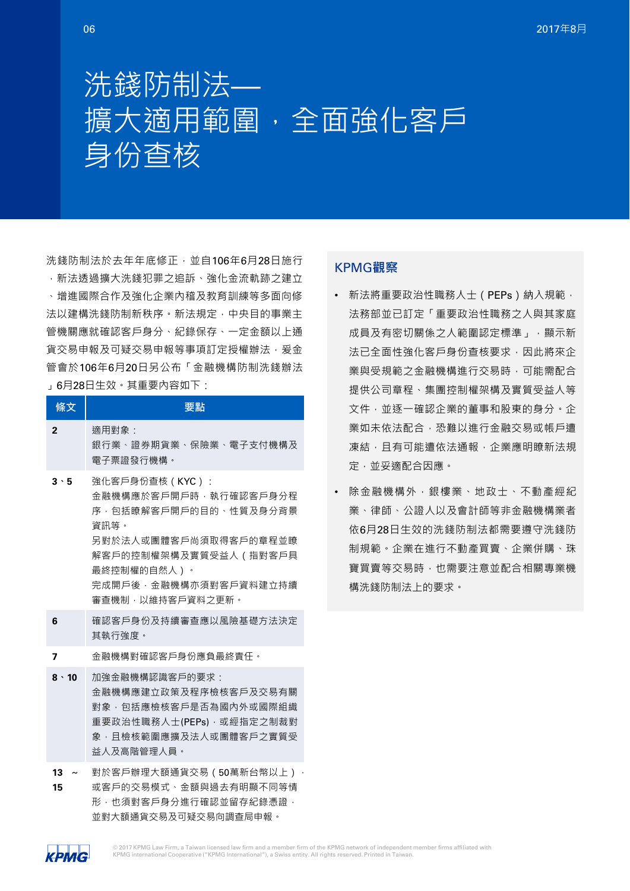# 洗錢防制法—擴大適用範圍，全面強化客戶身份查核

洗錢防制法於去年年底修正，並自106年6月28日施行，新法透過擴大洗錢犯罪之追訴、強化金流軌跡之建立、增進國際合作及強化企業內稽及教育訓練等多面向修法以建構洗錢防制新秩序。新法規定，中央目的事業主管機關應就確認客戶身分、紀錄保存、一定金額以上通貨交易申報及可疑交易申報等事項訂定授權辦法，爰金管會於106年6月20日另公布「金融機構防制洗錢辦法」6月28日生效。其重要內容如下：

| 條文 | 要點 |
|---|---|
| 2 | 適用對象：<br>銀行業、證券期貨業、保險業、電子支付機構及電子票證發行機構。 |
| 3、5 | 強化客戶身份查核（KYC）：<br>金融機構應於客戶開戶時，執行確認客戶身分程序，包括瞭解客戶開戶的目的、性質及身分背景資訊等。<br>另對於法人或團體客戶尚須取得客戶的章程並瞭解客戶的控制權架構及實質受益人（指對客戶具最終控制權的自然人）。<br>完成開戶後，金融機構亦須對客戶資料建立持續審查機制，以維持客戶資料之更新。 |
| 6 | 確認客戶身份及持續審查應以風險基礎方法決定其執行強度。 |
| 7 | 金融機構對確認客戶身份應負最終責任。 |
| 8、10 | 加強金融機構認識客戶的要求：<br>金融機構應建立政策及程序檢核客戶及交易有關對象，包括應檢核客戶是否為國內外或國際組織重要政治性職務人士(PEPs)，或經指定之制裁對象，且檢核範圍應擴及法人或團體客戶之實質受益人及高階管理人員。 |
| 13 ~ 15 | 對於客戶辦理大額通貨交易（50萬新台幣以上），或客戶的交易模式、金額與過去有明顯不同等情形，也須對客戶身分進行確認並留存紀錄憑證，並對大額通貨交易及可疑交易向調查局申報。 |

## KPMG觀察

- 新法將重要政治性職務人士（PEPs）納入規範，法務部並已訂定「重要政治性職務之人與其家庭成員及有密切關係之人範圍認定標準」，顯示新法已全面性強化客戶身份查核要求，因此將來企業與受規範之金融機構進行交易時，可能需配合提供公司章程、集團控制權架構及實質受益人等文件，並逐一確認企業的董事和股東的身分。企業如未依法配合，恐難以進行金融交易或帳戶遭凍結，且有可能遭依法通報，企業應明瞭新法規定，並妥適配合因應。
- 除金融機構外，銀樓業、地政士、不動產經紀業、律師、公證人以及會計師等非金融機構業者依6月28日生效的洗錢防制法都需要遵守洗錢防制規範。企業在進行不動產買賣、企業併購、珠寶買賣等交易時，也需要注意並配合相關專業機構洗錢防制法上的要求。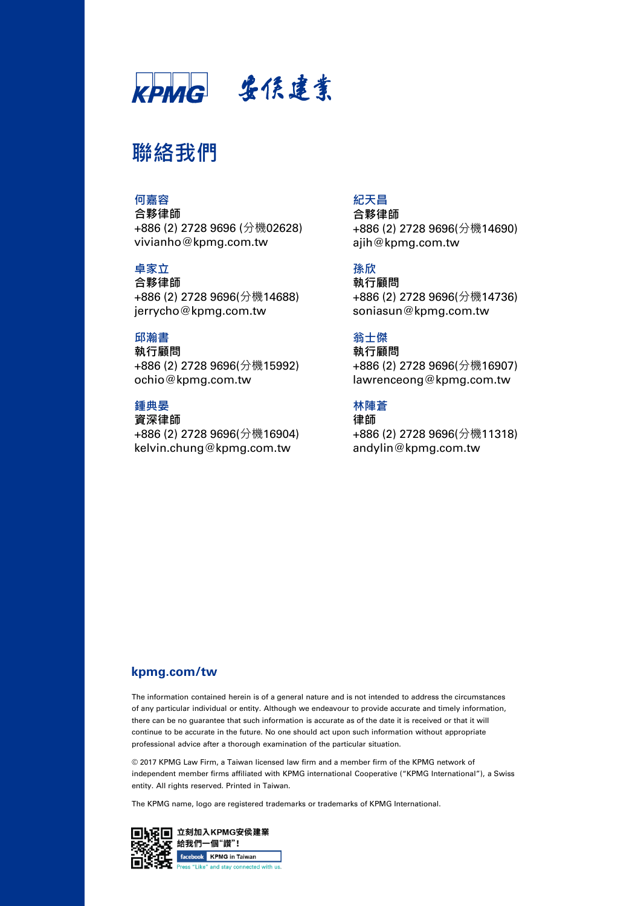KPMG 安侯建業

## 聯絡我們

**何嘉容**
**合夥律師**
+886 (2) 2728 9696 (分機02628)
vivianho@kpmg.com.tw

**卓家立**
**合夥律師**
+886 (2) 2728 9696(分機14688)
jerrycho@kpmg.com.tw

**邱瀚書**
**執行顧問**
+886 (2) 2728 9696(分機15992)
ochio@kpmg.com.tw

**鍾典晏**
**資深律師**
+886 (2) 2728 9696(分機16904)
kelvin.chung@kpmg.com.tw

**紀天昌**
**合夥律師**
+886 (2) 2728 9696(分機14690)
ajih@kpmg.com.tw

**孫欣**
**執行顧問**
+886 (2) 2728 9696(分機14736)
soniasun@kpmg.com.tw

**翁士傑**
**執行顧問**
+886 (2) 2728 9696(分機16907)
lawrenceong@kpmg.com.tw

**林陣蒼**
**律師**
+886 (2) 2728 9696(分機11318)
andylin@kpmg.com.tw

**kpmg.com/tw**

The information contained herein is of a general nature and is not intended to address the circumstances of any particular individual or entity. Although we endeavour to provide accurate and timely information, there can be no guarantee that such information is accurate as of the date it is received or that it will continue to be accurate in the future. No one should act upon such information without appropriate professional advice after a thorough examination of the particular situation.

© 2017 KPMG Law Firm, a Taiwan licensed law firm and a member firm of the KPMG network of independent member firms affiliated with KPMG international Cooperative ("KPMG International"), a Swiss entity. All rights reserved. Printed in Taiwan.

The KPMG name, logo are registered trademarks or trademarks of KPMG International.

立刻加入KPMG安侯建業
給我們一個"讚"!
facebook KPMG in Taiwan
Press "Like" and stay connected with us.